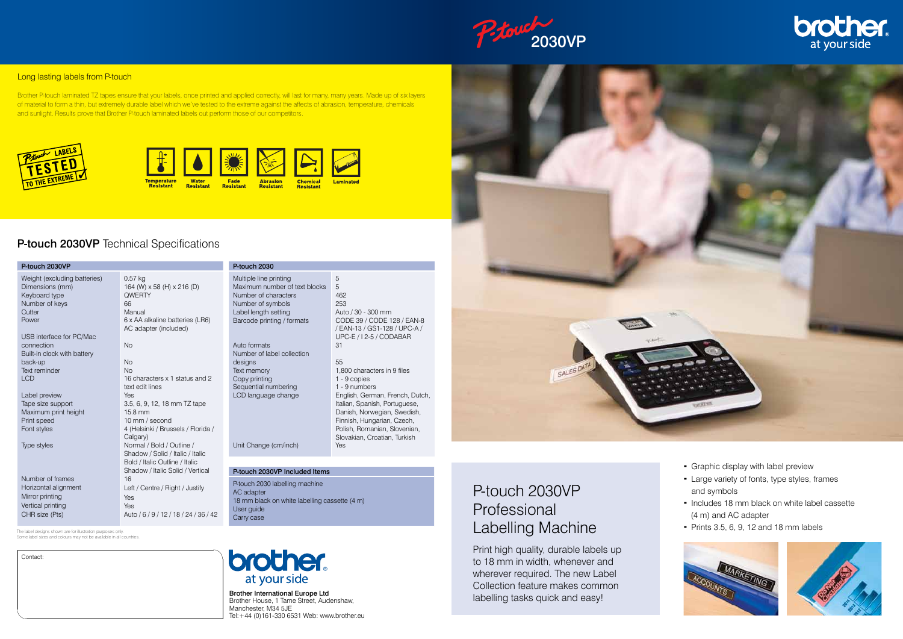# P-touch 2030VP

## Long lasting labels from P-touch

Brother P-touch laminated TZ tapes ensure that your labels, once printed and applied correctly, will last for many, many years. Made up of six layers of material to form a thin, but extremely durable label which we've tested to the extreme against the affects of abrasion, temperature, chemicals and sunlight. Results prove that Brother P-touch laminated labels out perform those of our competitors.

P-touch LABELS TESTED TO THE EXTREME

Temperature Resistant · Water Resistant · Fade Resistant · Abrasion Resistant · Chemical Resistant · Laminated

## P-touch 2030VP Technical Specifications

| P-touch 2030VP | |
|---|---|
| Weight (excluding batteries) | 0.57 kg |
| Dimensions (mm) | 164 (W) x 58 (H) x 216 (D) |
| Keyboard type | QWERTY |
| Number of keys | 66 |
| Cutter | Manual |
| Power | 6 x AA alkaline batteries (LR6) AC adapter (included) |
| USB interface for PC/Mac connection | No |
| Built-in clock with battery back-up | No |
| Text reminder | No |
| LCD | 16 characters x 1 status and 2 text edit lines |
| Label preview | Yes |
| Tape size support | 3.5, 6, 9, 12, 18 mm TZ tape |
| Maximum print height | 15.8 mm |
| Print speed | 10 mm / second |
| Font styles | 4 (Helsinki / Brussels / Florida / Calgary) |
| Type styles | Normal / Bold / Outline / Shadow / Solid / Italic / Italic Bold / Italic Outline / Italic Shadow / Italic Solid / Vertical |
| Number of frames | 16 |
| Horizontal alignment | Left / Centre / Right / Justify |
| Mirror printing | Yes |
| Vertical printing | Yes |
| CHR size (Pts) | Auto / 6 / 9 / 12 / 18 / 24 / 36 / 42 |

| P-touch 2030 | |
|---|---|
| Multiple line printing | 5 |
| Maximum number of text blocks | 5 |
| Number of characters | 462 |
| Number of symbols | 253 |
| Label length setting | Auto / 30 - 300 mm |
| Barcode printing / formats | CODE 39 / CODE 128 / EAN-8 / EAN-13 / GS1-128 / UPC-A / UPC-E / I 2-5 / CODABAR |
| Auto formats | 31 |
| Number of label collection designs | 55 |
| Text memory | 1,800 characters in 9 files |
| Copy printing | 1 - 9 copies |
| Sequential numbering | 1 - 9 numbers |
| LCD language change | English, German, French, Dutch, Italian, Spanish, Portuguese, Danish, Norwegian, Swedish, Finnish, Hungarian, Czech, Polish, Romanian, Slovenian, Slovakian, Croatian, Turkish |
| Unit Change (cm/inch) | Yes |

| P-touch 2030VP Included Items |
|---|
| P-touch 2030 labelling machine |
| AC adapter |
| 18 mm black on white labelling cassette (4 m) |
| User guide |
| Carry case |

The label designs shown are for illustration purposes only.
Some label sizes and colours may not be available in all countries.

Contact:

**Brother International Europe Ltd**
Brother House, 1 Tame Street, Audenshaw,
Manchester, M34 5JE
Tel: +44 (0)161-330 6531 Web: www.brother.eu

## P-touch 2030VP Professional Labelling Machine

Print high quality, durable labels up to 18 mm in width, whenever and wherever required. The new Label Collection feature makes common labelling tasks quick and easy!

- Graphic display with label preview
- Large variety of fonts, type styles, frames and symbols
- Includes 18 mm black on white label cassette (4 m) and AC adapter
- Prints 3.5, 6, 9, 12 and 18 mm labels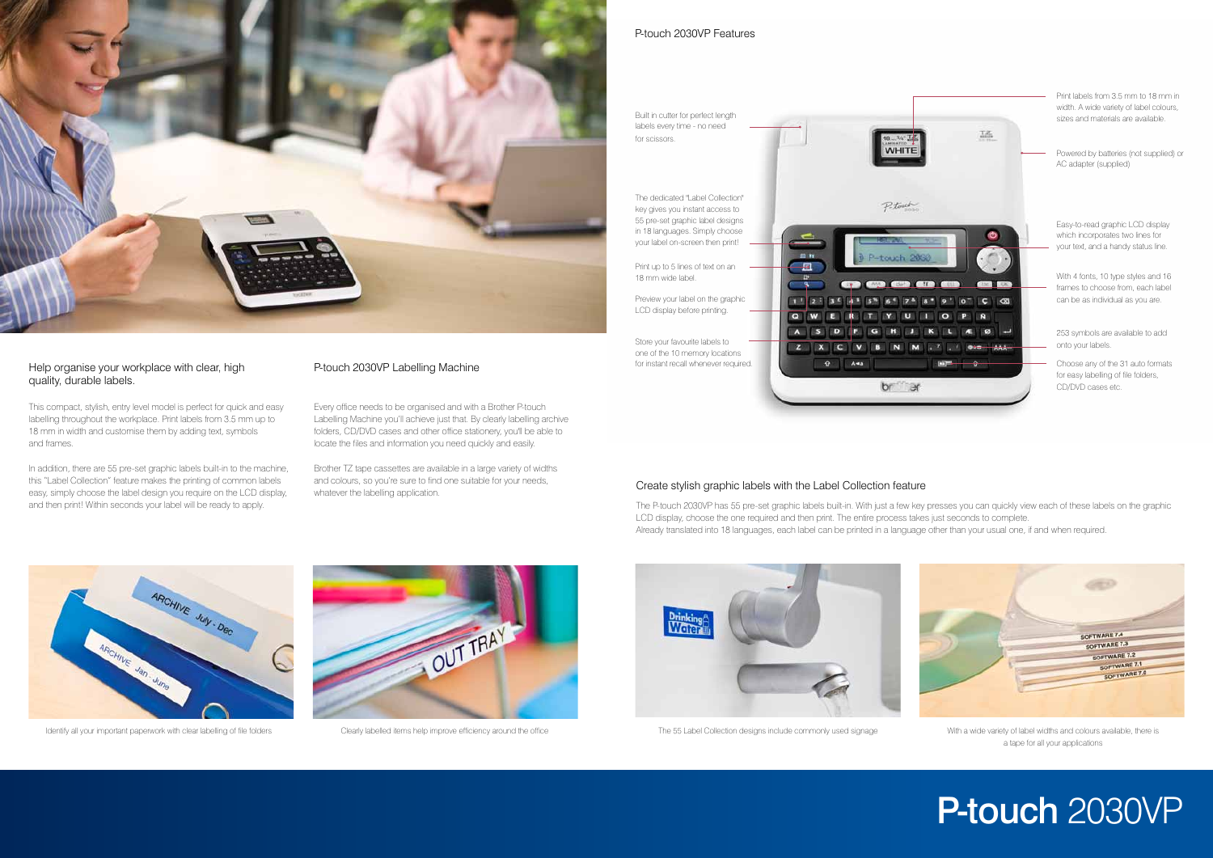## Help organise your workplace with clear, high quality, durable labels.

This compact, stylish, entry level model is perfect for quick and easy labelling throughout the workplace. Print labels from 3.5 mm up to 18 mm in width and customise them by adding text, symbols and frames.

In addition, there are 55 pre-set graphic labels built-in to the machine, this "Label Collection" feature makes the printing of common labels easy, simply choose the label design you require on the LCD display, and then print! Within seconds your label will be ready to apply.

## P-touch 2030VP Labelling Machine

Every office needs to be organised and with a Brother P-touch Labelling Machine you'll achieve just that. By clearly labelling archive folders, CD/DVD cases and other office stationery, you'll be able to locate the files and information you need quickly and easily.

Brother TZ tape cassettes are available in a large variety of widths and colours, so you're sure to find one suitable for your needs, whatever the labelling application.

Identify all your important paperwork with clear labelling of file folders

Clearly labelled items help improve efficiency around the office

## P-touch 2030VP Features

Built in cutter for perfect length labels every time - no need for scissors.

The dedicated "Label Collection" key gives you instant access to 55 pre-set graphic label designs in 18 languages. Simply choose your label on-screen then print!

Print up to 5 lines of text on an 18 mm wide label.

Preview your label on the graphic LCD display before printing.

Store your favourite labels to one of the 10 memory locations for instant recall whenever required.

Print labels from 3.5 mm to 18 mm in width. A wide variety of label colours, sizes and materials are available.

Powered by batteries (not supplied) or AC adapter (supplied)

Easy-to-read graphic LCD display which incorporates two lines for your text, and a handy status line.

With 4 fonts, 10 type styles and 16 frames to choose from, each label can be as individual as you are.

253 symbols are available to add onto your labels.

Choose any of the 31 auto formats for easy labelling of file folders, CD/DVD cases etc.

## Create stylish graphic labels with the Label Collection feature

The P-touch 2030VP has 55 pre-set graphic labels built-in. With just a few key presses you can quickly view each of these labels on the graphic LCD display, choose the one required and then print. The entire process takes just seconds to complete.
Already translated into 18 languages, each label can be printed in a language other than your usual one, if and when required.

The 55 Label Collection designs include commonly used signage

With a wide variety of label widths and colours available, there is a tape for all your applications

# P-touch 2030VP